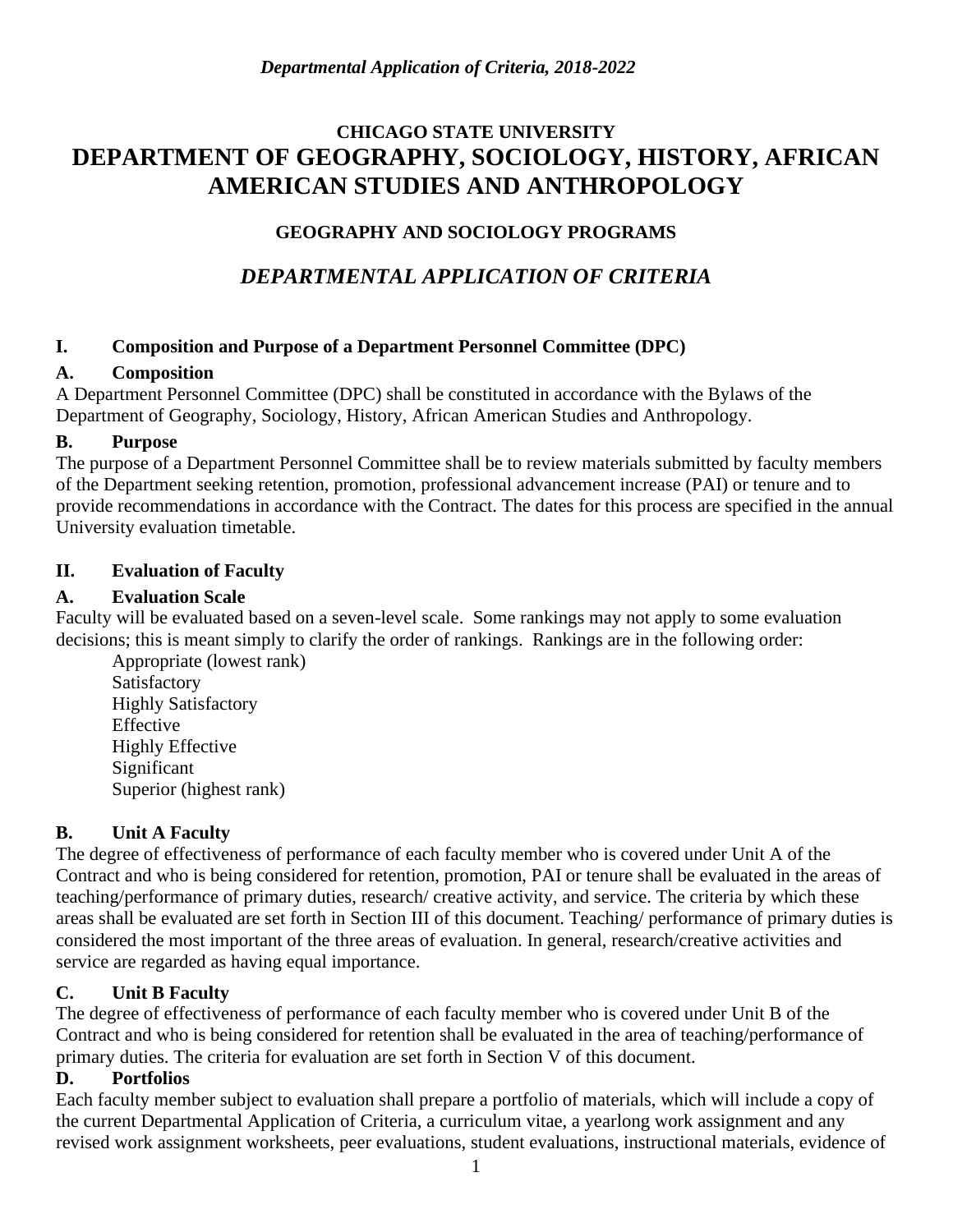# CHICAGO STATE UNIVERSITY

# DEPARTMENT OF GEOGRAPHY, SOCIOLOGY, HISTORY, AFRICAN AMERICAN STUDIES AND ANTHROPOLOGY

## GEOGRAPHY AND SOCIOLOGY PROGRAMS

## *DEPARTMENTAL APPLICATION OF CRITERIA*

### I. Composition and Purpose of a Department Personnel Committee (DPC)

#### A. Composition

A Department Personnel Committee (DPC) shall be constituted in accordance with the Bylaws of the Department of Geography, Sociology, History, African American Studies and Anthropology.

#### B. Purpose

The purpose of a Department Personnel Committee shall be to review materials submitted by faculty members of the Department seeking retention, promotion, professional advancement increase (PAI) or tenure and to provide recommendations in accordance with the Contract. The dates for this process are specified in the annual University evaluation timetable.

### II. Evaluation of Faculty

#### A. Evaluation Scale

Faculty will be evaluated based on a seven-level scale. Some rankings may not apply to some evaluation decisions; this is meant simply to clarify the order of rankings. Rankings are in the following order:

Appropriate (lowest rank)
Satisfactory
Highly Satisfactory
Effective
Highly Effective
Significant
Superior (highest rank)

#### B. Unit A Faculty

The degree of effectiveness of performance of each faculty member who is covered under Unit A of the Contract and who is being considered for retention, promotion, PAI or tenure shall be evaluated in the areas of teaching/performance of primary duties, research/ creative activity, and service. The criteria by which these areas shall be evaluated are set forth in Section III of this document. Teaching/ performance of primary duties is considered the most important of the three areas of evaluation. In general, research/creative activities and service are regarded as having equal importance.

#### C. Unit B Faculty

The degree of effectiveness of performance of each faculty member who is covered under Unit B of the Contract and who is being considered for retention shall be evaluated in the area of teaching/performance of primary duties. The criteria for evaluation are set forth in Section V of this document.

#### D. Portfolios

Each faculty member subject to evaluation shall prepare a portfolio of materials, which will include a copy of the current Departmental Application of Criteria, a curriculum vitae, a yearlong work assignment and any revised work assignment worksheets, peer evaluations, student evaluations, instructional materials, evidence of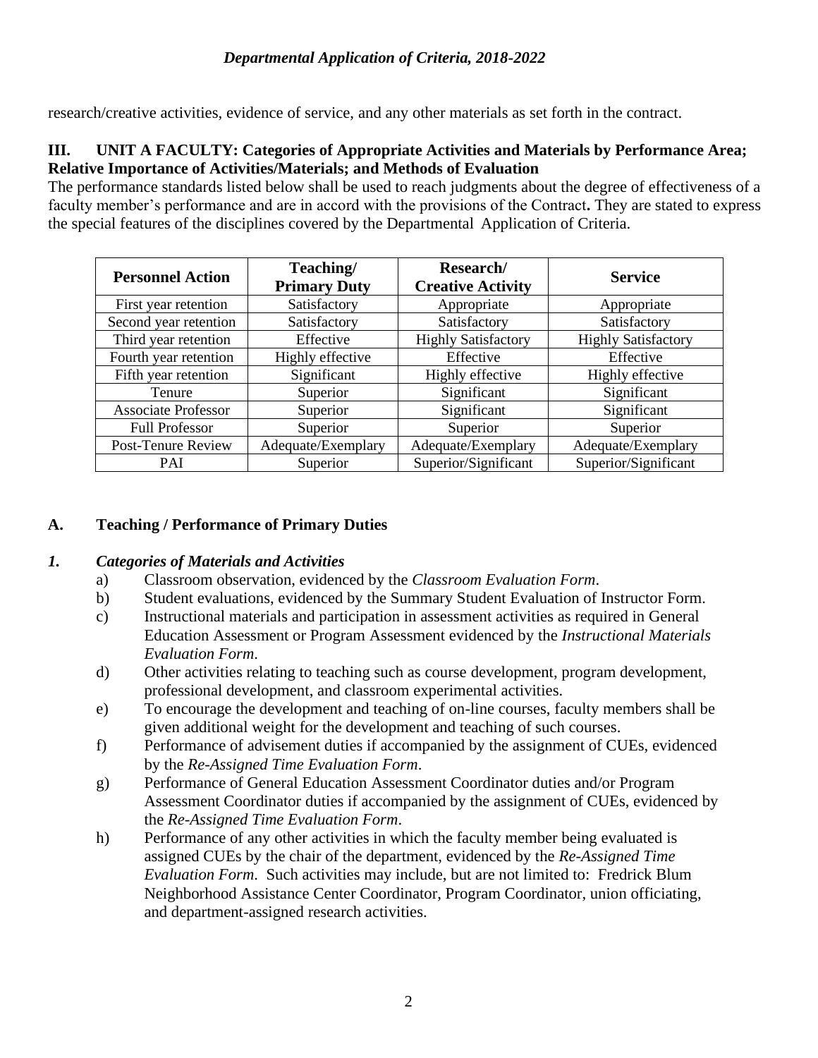research/creative activities, evidence of service, and any other materials as set forth in the contract.

## III. UNIT A FACULTY: Categories of Appropriate Activities and Materials by Performance Area; Relative Importance of Activities/Materials; and Methods of Evaluation

The performance standards listed below shall be used to reach judgments about the degree of effectiveness of a faculty member's performance and are in accord with the provisions of the Contract**.** They are stated to express the special features of the disciplines covered by the Departmental Application of Criteria.

| Personnel Action | Teaching/ Primary Duty | Research/ Creative Activity | Service |
|---|---|---|---|
| First year retention | Satisfactory | Appropriate | Appropriate |
| Second year retention | Satisfactory | Satisfactory | Satisfactory |
| Third year retention | Effective | Highly Satisfactory | Highly Satisfactory |
| Fourth year retention | Highly effective | Effective | Effective |
| Fifth year retention | Significant | Highly effective | Highly effective |
| Tenure | Superior | Significant | Significant |
| Associate Professor | Superior | Significant | Significant |
| Full Professor | Superior | Superior | Superior |
| Post-Tenure Review | Adequate/Exemplary | Adequate/Exemplary | Adequate/Exemplary |
| PAI | Superior | Superior/Significant | Superior/Significant |

### A. Teaching / Performance of Primary Duties

#### *1. Categories of Materials and Activities*

a) Classroom observation, evidenced by the *Classroom Evaluation Form*.

b) Student evaluations, evidenced by the Summary Student Evaluation of Instructor Form.

c) Instructional materials and participation in assessment activities as required in General Education Assessment or Program Assessment evidenced by the *Instructional Materials Evaluation Form*.

d) Other activities relating to teaching such as course development, program development, professional development, and classroom experimental activities.

e) To encourage the development and teaching of on-line courses, faculty members shall be given additional weight for the development and teaching of such courses.

f) Performance of advisement duties if accompanied by the assignment of CUEs, evidenced by the *Re-Assigned Time Evaluation Form*.

g) Performance of General Education Assessment Coordinator duties and/or Program Assessment Coordinator duties if accompanied by the assignment of CUEs, evidenced by the *Re-Assigned Time Evaluation Form*.

h) Performance of any other activities in which the faculty member being evaluated is assigned CUEs by the chair of the department, evidenced by the *Re-Assigned Time Evaluation Form*. Such activities may include, but are not limited to: Fredrick Blum Neighborhood Assistance Center Coordinator, Program Coordinator, union officiating, and department-assigned research activities.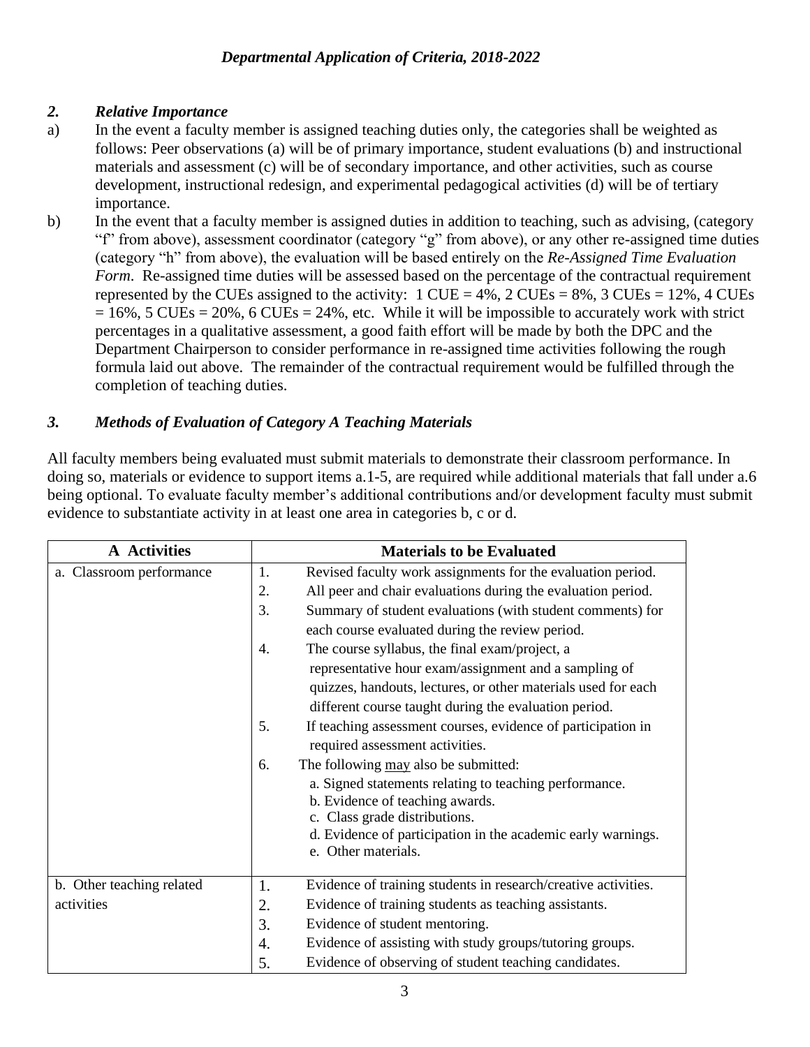### 2. *Relative Importance*

a) In the event a faculty member is assigned teaching duties only, the categories shall be weighted as follows: Peer observations (a) will be of primary importance, student evaluations (b) and instructional materials and assessment (c) will be of secondary importance, and other activities, such as course development, instructional redesign, and experimental pedagogical activities (d) will be of tertiary importance.

b) In the event that a faculty member is assigned duties in addition to teaching, such as advising, (category "f" from above), assessment coordinator (category "g" from above), or any other re-assigned time duties (category "h" from above), the evaluation will be based entirely on the *Re-Assigned Time Evaluation Form*. Re-assigned time duties will be assessed based on the percentage of the contractual requirement represented by the CUEs assigned to the activity: 1 CUE = 4%, 2 CUEs = 8%, 3 CUEs = 12%, 4 CUEs = 16%, 5 CUEs = 20%, 6 CUEs = 24%, etc. While it will be impossible to accurately work with strict percentages in a qualitative assessment, a good faith effort will be made by both the DPC and the Department Chairperson to consider performance in re-assigned time activities following the rough formula laid out above. The remainder of the contractual requirement would be fulfilled through the completion of teaching duties.

### 3. *Methods of Evaluation of Category A Teaching Materials*

All faculty members being evaluated must submit materials to demonstrate their classroom performance. In doing so, materials or evidence to support items a.1-5, are required while additional materials that fall under a.6 being optional. To evaluate faculty member's additional contributions and/or development faculty must submit evidence to substantiate activity in at least one area in categories b, c or d.

| A Activities | Materials to be Evaluated |
|---|---|
| a. Classroom performance | 1. Revised faculty work assignments for the evaluation period.<br>2. All peer and chair evaluations during the evaluation period.<br>3. Summary of student evaluations (with student comments) for each course evaluated during the review period.<br>4. The course syllabus, the final exam/project, a representative hour exam/assignment and a sampling of quizzes, handouts, lectures, or other materials used for each different course taught during the evaluation period.<br>5. If teaching assessment courses, evidence of participation in required assessment activities.<br>6. The following <u>may</u> also be submitted:<br>a. Signed statements relating to teaching performance.<br>b. Evidence of teaching awards.<br>c. Class grade distributions.<br>d. Evidence of participation in the academic early warnings.<br>e. Other materials. |
| b. Other teaching related activities | 1. Evidence of training students in research/creative activities.<br>2. Evidence of training students as teaching assistants.<br>3. Evidence of student mentoring.<br>4. Evidence of assisting with study groups/tutoring groups.<br>5. Evidence of observing of student teaching candidates. |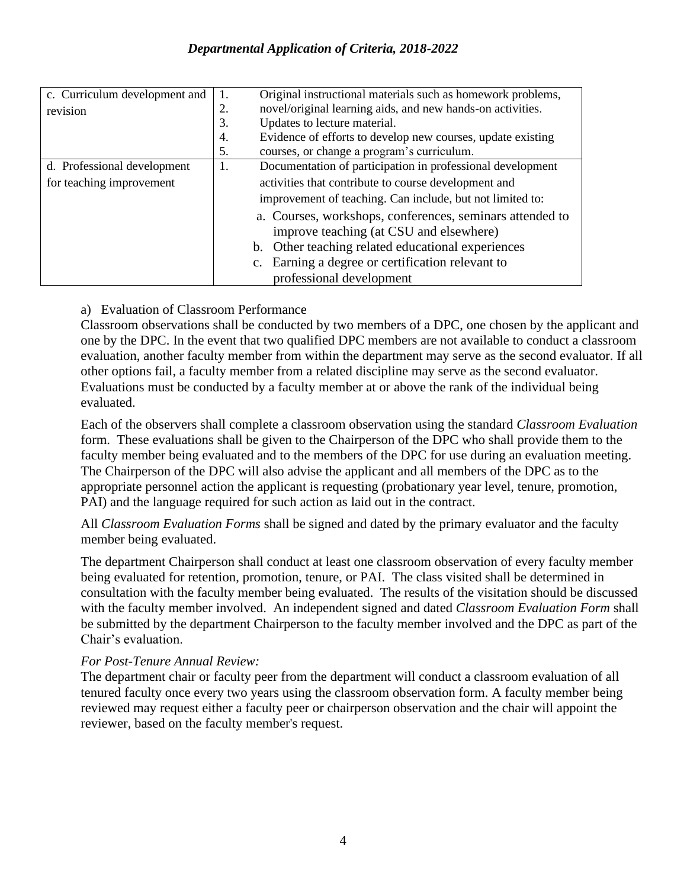| c. Curriculum development and revision | 1. Original instructional materials such as homework problems,<br>2. novel/original learning aids, and new hands-on activities.<br>3. Updates to lecture material.<br>4. Evidence of efforts to develop new courses, update existing<br>5. courses, or change a program's curriculum. |
|---|---|
| d. Professional development for teaching improvement | 1. Documentation of participation in professional development activities that contribute to course development and improvement of teaching. Can include, but not limited to:<br>a. Courses, workshops, conferences, seminars attended to improve teaching (at CSU and elsewhere)<br>b. Other teaching related educational experiences<br>c. Earning a degree or certification relevant to professional development |

a) Evaluation of Classroom Performance

Classroom observations shall be conducted by two members of a DPC, one chosen by the applicant and one by the DPC. In the event that two qualified DPC members are not available to conduct a classroom evaluation, another faculty member from within the department may serve as the second evaluator. If all other options fail, a faculty member from a related discipline may serve as the second evaluator. Evaluations must be conducted by a faculty member at or above the rank of the individual being evaluated.

Each of the observers shall complete a classroom observation using the standard *Classroom Evaluation* form. These evaluations shall be given to the Chairperson of the DPC who shall provide them to the faculty member being evaluated and to the members of the DPC for use during an evaluation meeting. The Chairperson of the DPC will also advise the applicant and all members of the DPC as to the appropriate personnel action the applicant is requesting (probationary year level, tenure, promotion, PAI) and the language required for such action as laid out in the contract.

All *Classroom Evaluation Forms* shall be signed and dated by the primary evaluator and the faculty member being evaluated.

The department Chairperson shall conduct at least one classroom observation of every faculty member being evaluated for retention, promotion, tenure, or PAI. The class visited shall be determined in consultation with the faculty member being evaluated. The results of the visitation should be discussed with the faculty member involved. An independent signed and dated *Classroom Evaluation Form* shall be submitted by the department Chairperson to the faculty member involved and the DPC as part of the Chair's evaluation.

*For Post-Tenure Annual Review:*

The department chair or faculty peer from the department will conduct a classroom evaluation of all tenured faculty once every two years using the classroom observation form. A faculty member being reviewed may request either a faculty peer or chairperson observation and the chair will appoint the reviewer, based on the faculty member's request.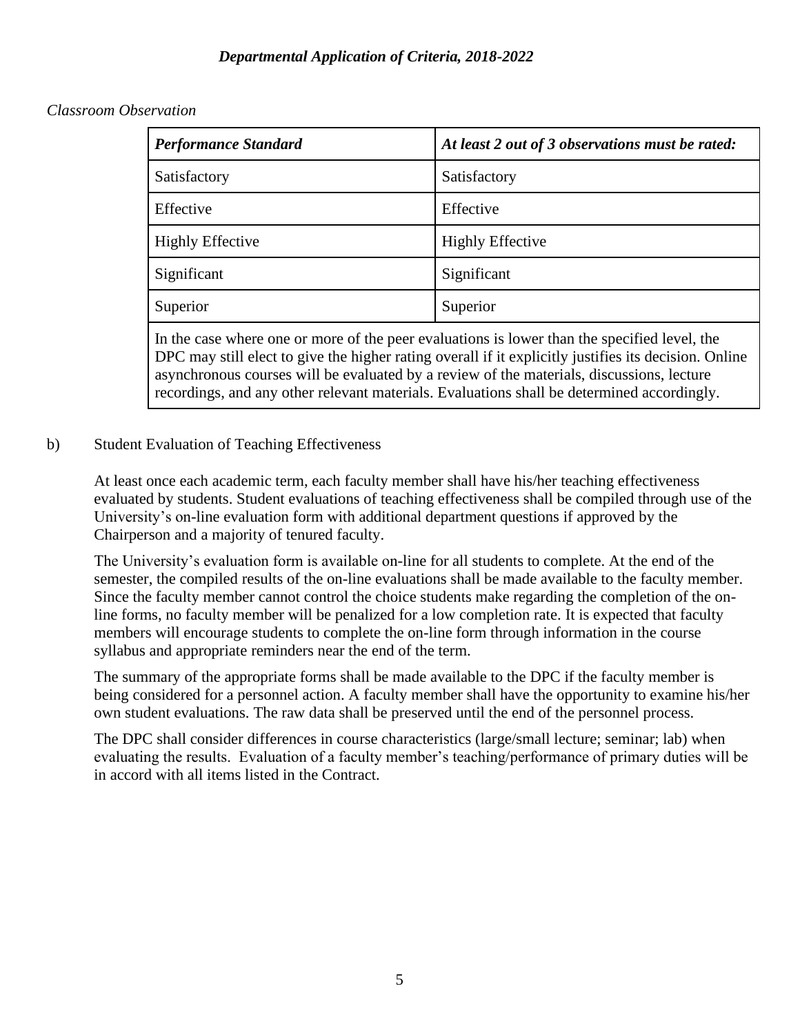*Classroom Observation*

| ***Performance Standard*** | ***At least 2 out of 3 observations must be rated:*** |
|---|---|
| Satisfactory | Satisfactory |
| Effective | Effective |
| Highly Effective | Highly Effective |
| Significant | Significant |
| Superior | Superior |
| In the case where one or more of the peer evaluations is lower than the specified level, the DPC may still elect to give the higher rating overall if it explicitly justifies its decision. Online asynchronous courses will be evaluated by a review of the materials, discussions, lecture recordings, and any other relevant materials. Evaluations shall be determined accordingly. | |

b) Student Evaluation of Teaching Effectiveness

At least once each academic term, each faculty member shall have his/her teaching effectiveness evaluated by students. Student evaluations of teaching effectiveness shall be compiled through use of the University's on-line evaluation form with additional department questions if approved by the Chairperson and a majority of tenured faculty.

The University's evaluation form is available on-line for all students to complete. At the end of the semester, the compiled results of the on-line evaluations shall be made available to the faculty member. Since the faculty member cannot control the choice students make regarding the completion of the on-line forms, no faculty member will be penalized for a low completion rate. It is expected that faculty members will encourage students to complete the on-line form through information in the course syllabus and appropriate reminders near the end of the term.

The summary of the appropriate forms shall be made available to the DPC if the faculty member is being considered for a personnel action. A faculty member shall have the opportunity to examine his/her own student evaluations. The raw data shall be preserved until the end of the personnel process.

The DPC shall consider differences in course characteristics (large/small lecture; seminar; lab) when evaluating the results. Evaluation of a faculty member's teaching/performance of primary duties will be in accord with all items listed in the Contract.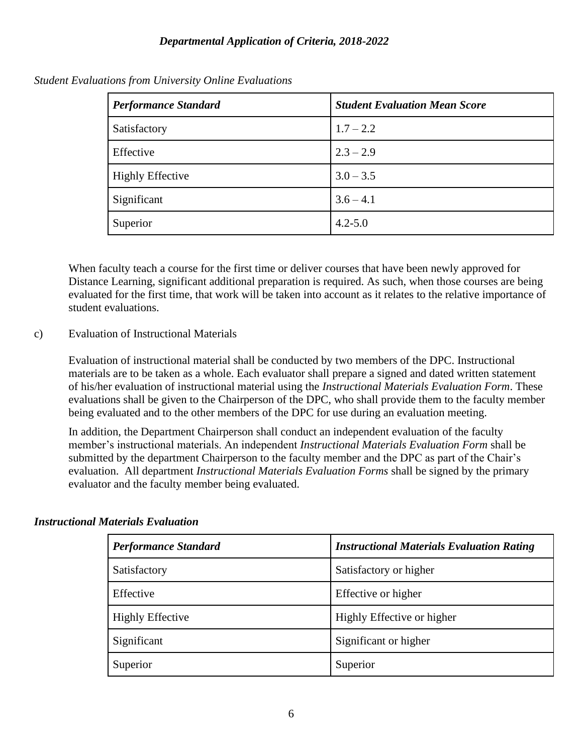*Student Evaluations from University Online Evaluations*

| *Performance Standard* | *Student Evaluation Mean Score* |
|---|---|
| Satisfactory | 1.7 – 2.2 |
| Effective | 2.3 – 2.9 |
| Highly Effective | 3.0 – 3.5 |
| Significant | 3.6 – 4.1 |
| Superior | 4.2-5.0 |

When faculty teach a course for the first time or deliver courses that have been newly approved for Distance Learning, significant additional preparation is required. As such, when those courses are being evaluated for the first time, that work will be taken into account as it relates to the relative importance of student evaluations.

c) Evaluation of Instructional Materials

Evaluation of instructional material shall be conducted by two members of the DPC. Instructional materials are to be taken as a whole. Each evaluator shall prepare a signed and dated written statement of his/her evaluation of instructional material using the *Instructional Materials Evaluation Form*. These evaluations shall be given to the Chairperson of the DPC, who shall provide them to the faculty member being evaluated and to the other members of the DPC for use during an evaluation meeting.

In addition, the Department Chairperson shall conduct an independent evaluation of the faculty member's instructional materials. An independent *Instructional Materials Evaluation Form* shall be submitted by the department Chairperson to the faculty member and the DPC as part of the Chair's evaluation. All department *Instructional Materials Evaluation Forms* shall be signed by the primary evaluator and the faculty member being evaluated.

***Instructional Materials Evaluation***

| *Performance Standard* | *Instructional Materials Evaluation Rating* |
|---|---|
| Satisfactory | Satisfactory or higher |
| Effective | Effective or higher |
| Highly Effective | Highly Effective or higher |
| Significant | Significant or higher |
| Superior | Superior |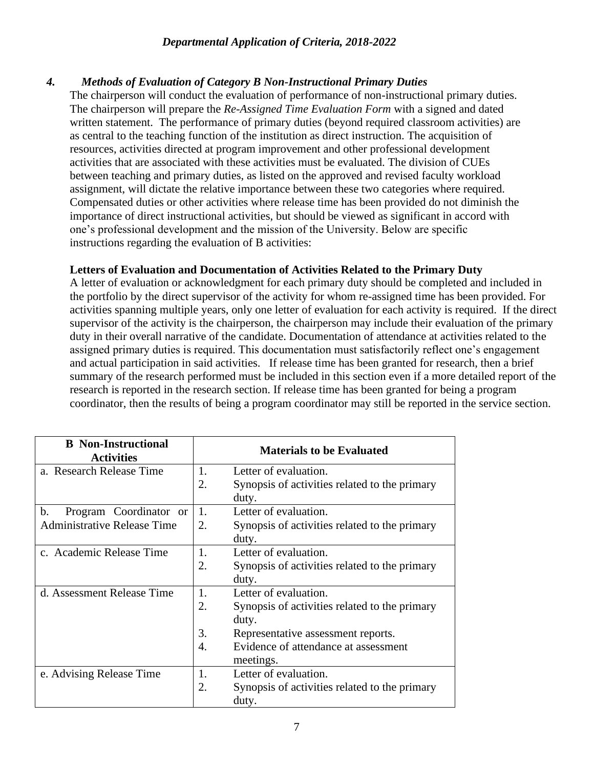#### 4. *Methods of Evaluation of Category B Non-Instructional Primary Duties*

The chairperson will conduct the evaluation of performance of non-instructional primary duties. The chairperson will prepare the *Re-Assigned Time Evaluation Form* with a signed and dated written statement. The performance of primary duties (beyond required classroom activities) are as central to the teaching function of the institution as direct instruction. The acquisition of resources, activities directed at program improvement and other professional development activities that are associated with these activities must be evaluated. The division of CUEs between teaching and primary duties, as listed on the approved and revised faculty workload assignment, will dictate the relative importance between these two categories where required. Compensated duties or other activities where release time has been provided do not diminish the importance of direct instructional activities, but should be viewed as significant in accord with one's professional development and the mission of the University. Below are specific instructions regarding the evaluation of B activities:

**Letters of Evaluation and Documentation of Activities Related to the Primary Duty**

A letter of evaluation or acknowledgment for each primary duty should be completed and included in the portfolio by the direct supervisor of the activity for whom re-assigned time has been provided. For activities spanning multiple years, only one letter of evaluation for each activity is required. If the direct supervisor of the activity is the chairperson, the chairperson may include their evaluation of the primary duty in their overall narrative of the candidate. Documentation of attendance at activities related to the assigned primary duties is required. This documentation must satisfactorily reflect one's engagement and actual participation in said activities. If release time has been granted for research, then a brief summary of the research performed must be included in this section even if a more detailed report of the research is reported in the research section. If release time has been granted for being a program coordinator, then the results of being a program coordinator may still be reported in the service section.

| B Non-Instructional Activities | Materials to be Evaluated |
|---|---|
| a. Research Release Time | 1. Letter of evaluation.<br>2. Synopsis of activities related to the primary duty. |
| b. Program Coordinator or Administrative Release Time | 1. Letter of evaluation.<br>2. Synopsis of activities related to the primary duty. |
| c. Academic Release Time | 1. Letter of evaluation.<br>2. Synopsis of activities related to the primary duty. |
| d. Assessment Release Time | 1. Letter of evaluation.<br>2. Synopsis of activities related to the primary duty.<br>3. Representative assessment reports.<br>4. Evidence of attendance at assessment meetings. |
| e. Advising Release Time | 1. Letter of evaluation.<br>2. Synopsis of activities related to the primary duty. |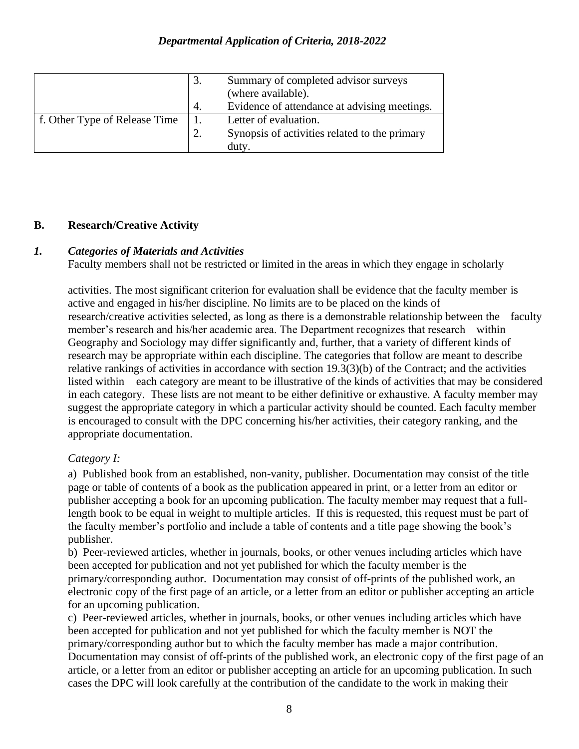| | |
|---|---|
| | 3. Summary of completed advisor surveys (where available).<br>4. Evidence of attendance at advising meetings. |
| f. Other Type of Release Time | 1. Letter of evaluation.<br>2. Synopsis of activities related to the primary duty. |

## B. Research/Creative Activity

### *1. Categories of Materials and Activities*

Faculty members shall not be restricted or limited in the areas in which they engage in scholarly activities. The most significant criterion for evaluation shall be evidence that the faculty member is active and engaged in his/her discipline. No limits are to be placed on the kinds of research/creative activities selected, as long as there is a demonstrable relationship between the faculty member's research and his/her academic area. The Department recognizes that research within Geography and Sociology may differ significantly and, further, that a variety of different kinds of research may be appropriate within each discipline. The categories that follow are meant to describe relative rankings of activities in accordance with section 19.3(3)(b) of the Contract; and the activities listed within each category are meant to be illustrative of the kinds of activities that may be considered in each category. These lists are not meant to be either definitive or exhaustive. A faculty member may suggest the appropriate category in which a particular activity should be counted. Each faculty member is encouraged to consult with the DPC concerning his/her activities, their category ranking, and the appropriate documentation.

*Category I:*

a) Published book from an established, non-vanity, publisher. Documentation may consist of the title page or table of contents of a book as the publication appeared in print, or a letter from an editor or publisher accepting a book for an upcoming publication. The faculty member may request that a full-length book to be equal in weight to multiple articles. If this is requested, this request must be part of the faculty member's portfolio and include a table of contents and a title page showing the book's publisher.

b) Peer-reviewed articles, whether in journals, books, or other venues including articles which have been accepted for publication and not yet published for which the faculty member is the primary/corresponding author. Documentation may consist of off-prints of the published work, an electronic copy of the first page of an article, or a letter from an editor or publisher accepting an article for an upcoming publication.

c) Peer-reviewed articles, whether in journals, books, or other venues including articles which have been accepted for publication and not yet published for which the faculty member is NOT the primary/corresponding author but to which the faculty member has made a major contribution. Documentation may consist of off-prints of the published work, an electronic copy of the first page of an article, or a letter from an editor or publisher accepting an article for an upcoming publication. In such cases the DPC will look carefully at the contribution of the candidate to the work in making their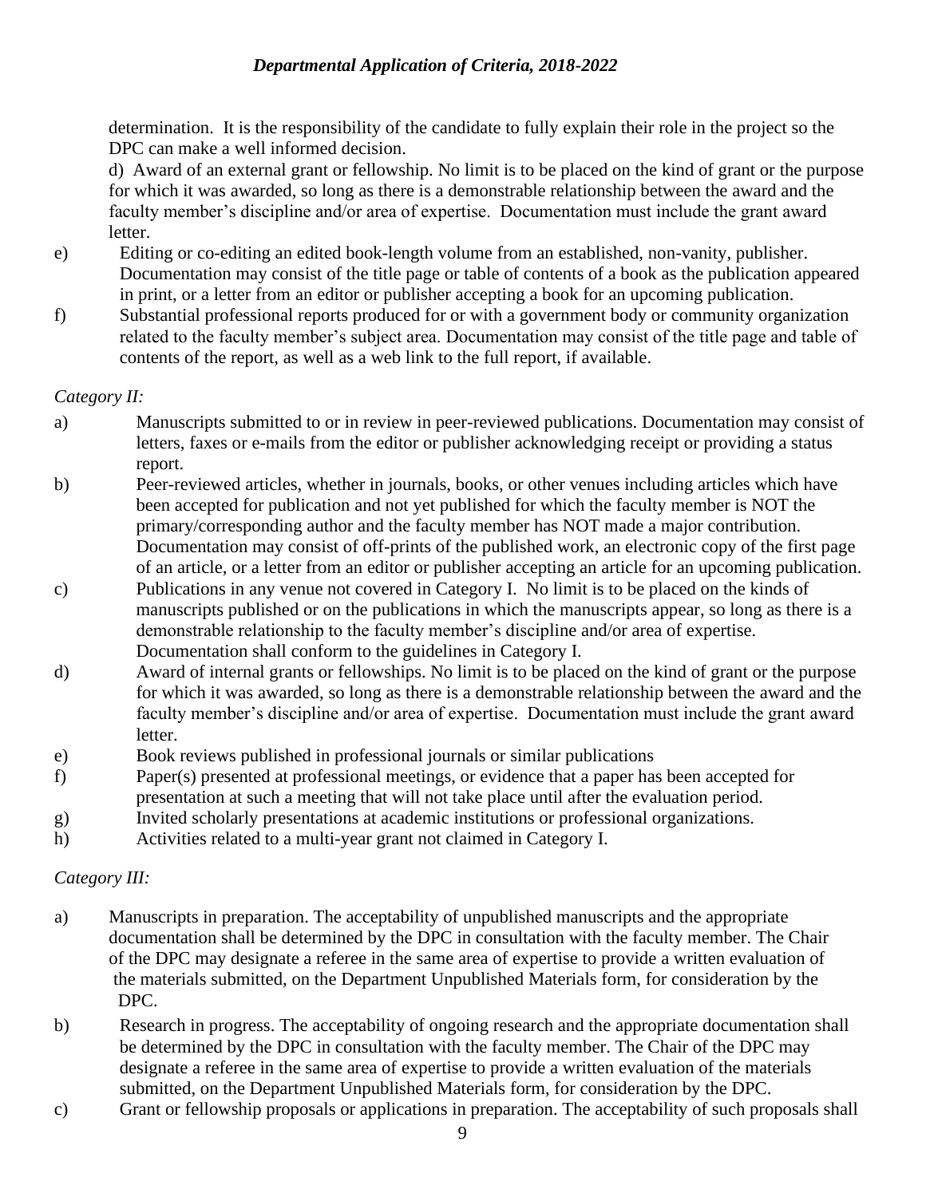determination. It is the responsibility of the candidate to fully explain their role in the project so the DPC can make a well informed decision.

d) Award of an external grant or fellowship. No limit is to be placed on the kind of grant or the purpose for which it was awarded, so long as there is a demonstrable relationship between the award and the faculty member's discipline and/or area of expertise. Documentation must include the grant award letter.

e) Editing or co-editing an edited book-length volume from an established, non-vanity, publisher. Documentation may consist of the title page or table of contents of a book as the publication appeared in print, or a letter from an editor or publisher accepting a book for an upcoming publication.

f) Substantial professional reports produced for or with a government body or community organization related to the faculty member's subject area. Documentation may consist of the title page and table of contents of the report, as well as a web link to the full report, if available.

*Category II:*

a) Manuscripts submitted to or in review in peer-reviewed publications. Documentation may consist of letters, faxes or e-mails from the editor or publisher acknowledging receipt or providing a status report.

b) Peer-reviewed articles, whether in journals, books, or other venues including articles which have been accepted for publication and not yet published for which the faculty member is NOT the primary/corresponding author and the faculty member has NOT made a major contribution. Documentation may consist of off-prints of the published work, an electronic copy of the first page of an article, or a letter from an editor or publisher accepting an article for an upcoming publication.

c) Publications in any venue not covered in Category I. No limit is to be placed on the kinds of manuscripts published or on the publications in which the manuscripts appear, so long as there is a demonstrable relationship to the faculty member's discipline and/or area of expertise. Documentation shall conform to the guidelines in Category I.

d) Award of internal grants or fellowships. No limit is to be placed on the kind of grant or the purpose for which it was awarded, so long as there is a demonstrable relationship between the award and the faculty member's discipline and/or area of expertise. Documentation must include the grant award letter.

e) Book reviews published in professional journals or similar publications

f) Paper(s) presented at professional meetings, or evidence that a paper has been accepted for presentation at such a meeting that will not take place until after the evaluation period.

g) Invited scholarly presentations at academic institutions or professional organizations.

h) Activities related to a multi-year grant not claimed in Category I.

*Category III:*

a) Manuscripts in preparation. The acceptability of unpublished manuscripts and the appropriate documentation shall be determined by the DPC in consultation with the faculty member. The Chair of the DPC may designate a referee in the same area of expertise to provide a written evaluation of the materials submitted, on the Department Unpublished Materials form, for consideration by the DPC.

b) Research in progress. The acceptability of ongoing research and the appropriate documentation shall be determined by the DPC in consultation with the faculty member. The Chair of the DPC may designate a referee in the same area of expertise to provide a written evaluation of the materials submitted, on the Department Unpublished Materials form, for consideration by the DPC.

c) Grant or fellowship proposals or applications in preparation. The acceptability of such proposals shall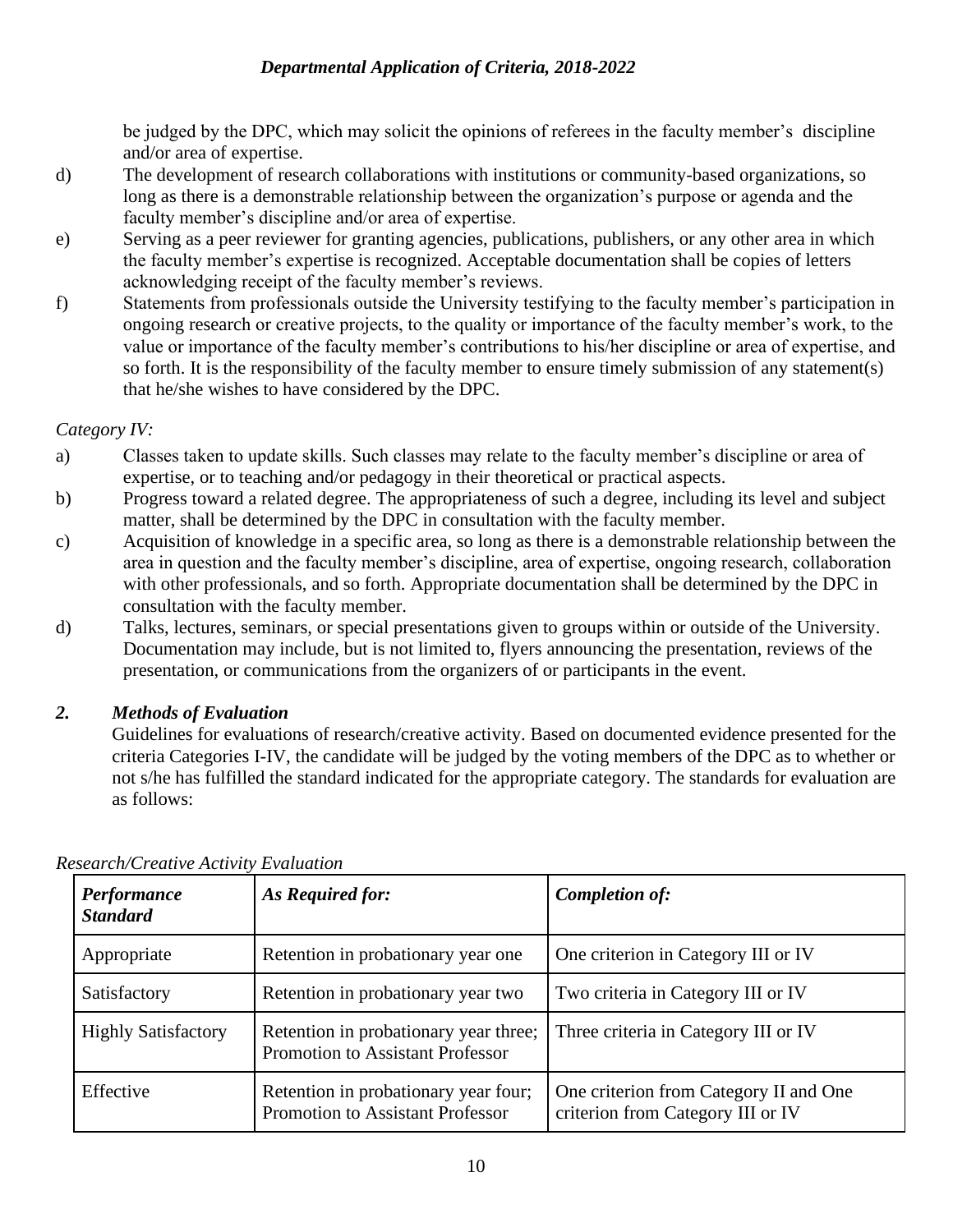be judged by the DPC, which may solicit the opinions of referees in the faculty member's discipline and/or area of expertise.

d) The development of research collaborations with institutions or community-based organizations, so long as there is a demonstrable relationship between the organization's purpose or agenda and the faculty member's discipline and/or area of expertise.

e) Serving as a peer reviewer for granting agencies, publications, publishers, or any other area in which the faculty member's expertise is recognized. Acceptable documentation shall be copies of letters acknowledging receipt of the faculty member's reviews.

f) Statements from professionals outside the University testifying to the faculty member's participation in ongoing research or creative projects, to the quality or importance of the faculty member's work, to the value or importance of the faculty member's contributions to his/her discipline or area of expertise, and so forth. It is the responsibility of the faculty member to ensure timely submission of any statement(s) that he/she wishes to have considered by the DPC.

*Category IV:*

a) Classes taken to update skills. Such classes may relate to the faculty member's discipline or area of expertise, or to teaching and/or pedagogy in their theoretical or practical aspects.

b) Progress toward a related degree. The appropriateness of such a degree, including its level and subject matter, shall be determined by the DPC in consultation with the faculty member.

c) Acquisition of knowledge in a specific area, so long as there is a demonstrable relationship between the area in question and the faculty member's discipline, area of expertise, ongoing research, collaboration with other professionals, and so forth. Appropriate documentation shall be determined by the DPC in consultation with the faculty member.

d) Talks, lectures, seminars, or special presentations given to groups within or outside of the University. Documentation may include, but is not limited to, flyers announcing the presentation, reviews of the presentation, or communications from the organizers of or participants in the event.

### *2. Methods of Evaluation*

Guidelines for evaluations of research/creative activity. Based on documented evidence presented for the criteria Categories I-IV, the candidate will be judged by the voting members of the DPC as to whether or not s/he has fulfilled the standard indicated for the appropriate category. The standards for evaluation are as follows:

*Research/Creative Activity Evaluation*

| ***Performance Standard*** | ***As Required for:*** | ***Completion of:*** |
|---|---|---|
| Appropriate | Retention in probationary year one | One criterion in Category III or IV |
| Satisfactory | Retention in probationary year two | Two criteria in Category III or IV |
| Highly Satisfactory | Retention in probationary year three; Promotion to Assistant Professor | Three criteria in Category III or IV |
| Effective | Retention in probationary year four; Promotion to Assistant Professor | One criterion from Category II and One criterion from Category III or IV |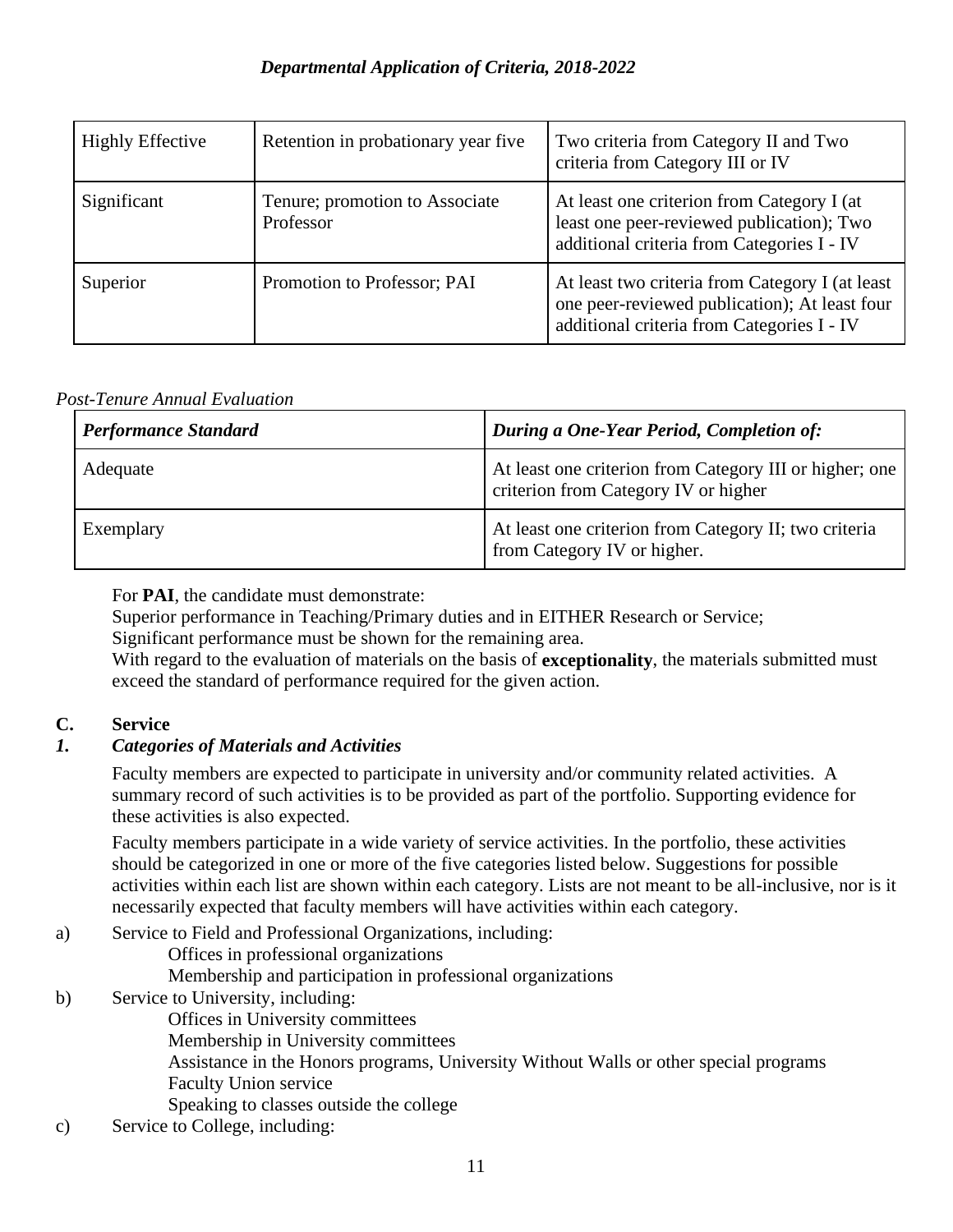| Highly Effective | Retention in probationary year five | Two criteria from Category II and Two criteria from Category III or IV |
|---|---|---|
| Significant | Tenure; promotion to Associate Professor | At least one criterion from Category I (at least one peer-reviewed publication); Two additional criteria from Categories I - IV |
| Superior | Promotion to Professor; PAI | At least two criteria from Category I (at least one peer-reviewed publication); At least four additional criteria from Categories I - IV |

*Post-Tenure Annual Evaluation*

| *Performance Standard* | *During a One-Year Period, Completion of:* |
|---|---|
| Adequate | At least one criterion from Category III or higher; one criterion from Category IV or higher |
| Exemplary | At least one criterion from Category II; two criteria from Category IV or higher. |

For **PAI**, the candidate must demonstrate:
Superior performance in Teaching/Primary duties and in EITHER Research or Service;
Significant performance must be shown for the remaining area.
With regard to the evaluation of materials on the basis of **exceptionality**, the materials submitted must exceed the standard of performance required for the given action.

### C. Service

#### *1. Categories of Materials and Activities*

Faculty members are expected to participate in university and/or community related activities. A summary record of such activities is to be provided as part of the portfolio. Supporting evidence for these activities is also expected.

Faculty members participate in a wide variety of service activities. In the portfolio, these activities should be categorized in one or more of the five categories listed below. Suggestions for possible activities within each list are shown within each category. Lists are not meant to be all-inclusive, nor is it necessarily expected that faculty members will have activities within each category.

a) Service to Field and Professional Organizations, including:
   - Offices in professional organizations
   - Membership and participation in professional organizations

b) Service to University, including:
   - Offices in University committees
   - Membership in University committees
   - Assistance in the Honors programs, University Without Walls or other special programs
   - Faculty Union service
   - Speaking to classes outside the college

c) Service to College, including: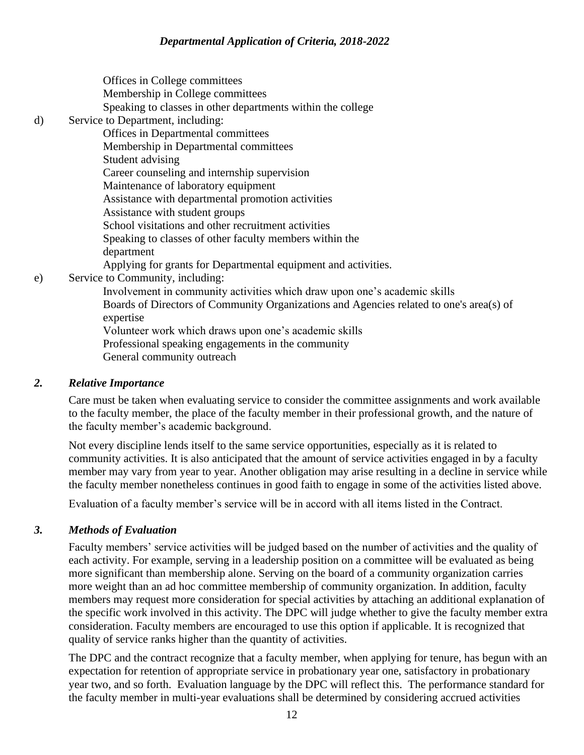Offices in College committees
Membership in College committees
Speaking to classes in other departments within the college

d) Service to Department, including:
   Offices in Departmental committees
   Membership in Departmental committees
   Student advising
   Career counseling and internship supervision
   Maintenance of laboratory equipment
   Assistance with departmental promotion activities
   Assistance with student groups
   School visitations and other recruitment activities
   Speaking to classes of other faculty members within the department
   Applying for grants for Departmental equipment and activities.

e) Service to Community, including:
   Involvement in community activities which draw upon one's academic skills
   Boards of Directors of Community Organizations and Agencies related to one's area(s) of expertise
   Volunteer work which draws upon one's academic skills
   Professional speaking engagements in the community
   General community outreach

### *2. Relative Importance*

Care must be taken when evaluating service to consider the committee assignments and work available to the faculty member, the place of the faculty member in their professional growth, and the nature of the faculty member's academic background.

Not every discipline lends itself to the same service opportunities, especially as it is related to community activities. It is also anticipated that the amount of service activities engaged in by a faculty member may vary from year to year. Another obligation may arise resulting in a decline in service while the faculty member nonetheless continues in good faith to engage in some of the activities listed above.

Evaluation of a faculty member's service will be in accord with all items listed in the Contract.

### *3. Methods of Evaluation*

Faculty members' service activities will be judged based on the number of activities and the quality of each activity. For example, serving in a leadership position on a committee will be evaluated as being more significant than membership alone. Serving on the board of a community organization carries more weight than an ad hoc committee membership of community organization. In addition, faculty members may request more consideration for special activities by attaching an additional explanation of the specific work involved in this activity. The DPC will judge whether to give the faculty member extra consideration. Faculty members are encouraged to use this option if applicable. It is recognized that quality of service ranks higher than the quantity of activities.

The DPC and the contract recognize that a faculty member, when applying for tenure, has begun with an expectation for retention of appropriate service in probationary year one, satisfactory in probationary year two, and so forth. Evaluation language by the DPC will reflect this. The performance standard for the faculty member in multi-year evaluations shall be determined by considering accrued activities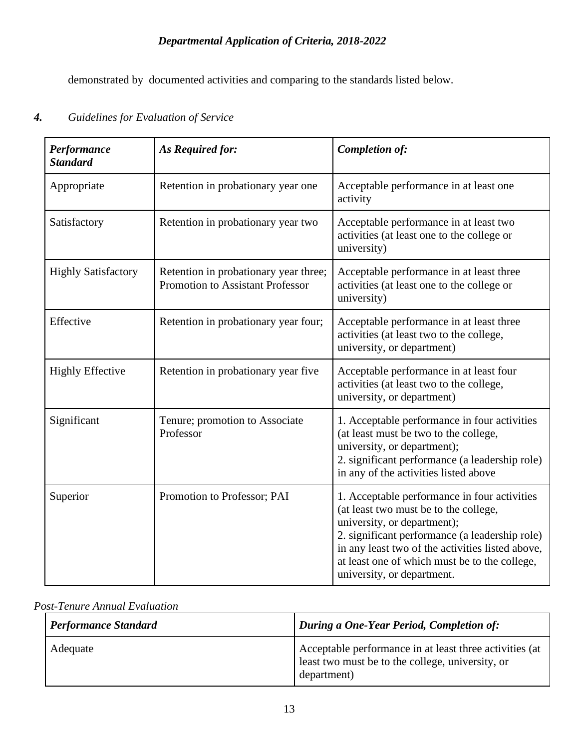demonstrated by documented activities and comparing to the standards listed below.

### *4. Guidelines for Evaluation of Service*

| ***Performance Standard*** | ***As Required for:*** | ***Completion of:*** |
|---|---|---|
| Appropriate | Retention in probationary year one | Acceptable performance in at least one activity |
| Satisfactory | Retention in probationary year two | Acceptable performance in at least two activities (at least one to the college or university) |
| Highly Satisfactory | Retention in probationary year three; Promotion to Assistant Professor | Acceptable performance in at least three activities (at least one to the college or university) |
| Effective | Retention in probationary year four; | Acceptable performance in at least three activities (at least two to the college, university, or department) |
| Highly Effective | Retention in probationary year five | Acceptable performance in at least four activities (at least two to the college, university, or department) |
| Significant | Tenure; promotion to Associate Professor | 1. Acceptable performance in four activities (at least must be two to the college, university, or department);<br>2. significant performance (a leadership role) in any of the activities listed above |
| Superior | Promotion to Professor; PAI | 1. Acceptable performance in four activities (at least two must be to the college, university, or department);<br>2. significant performance (a leadership role) in any least two of the activities listed above, at least one of which must be to the college, university, or department. |

*Post-Tenure Annual Evaluation*

| ***Performance Standard*** | ***During a One-Year Period, Completion of:*** |
|---|---|
| Adequate | Acceptable performance in at least three activities (at least two must be to the college, university, or department) |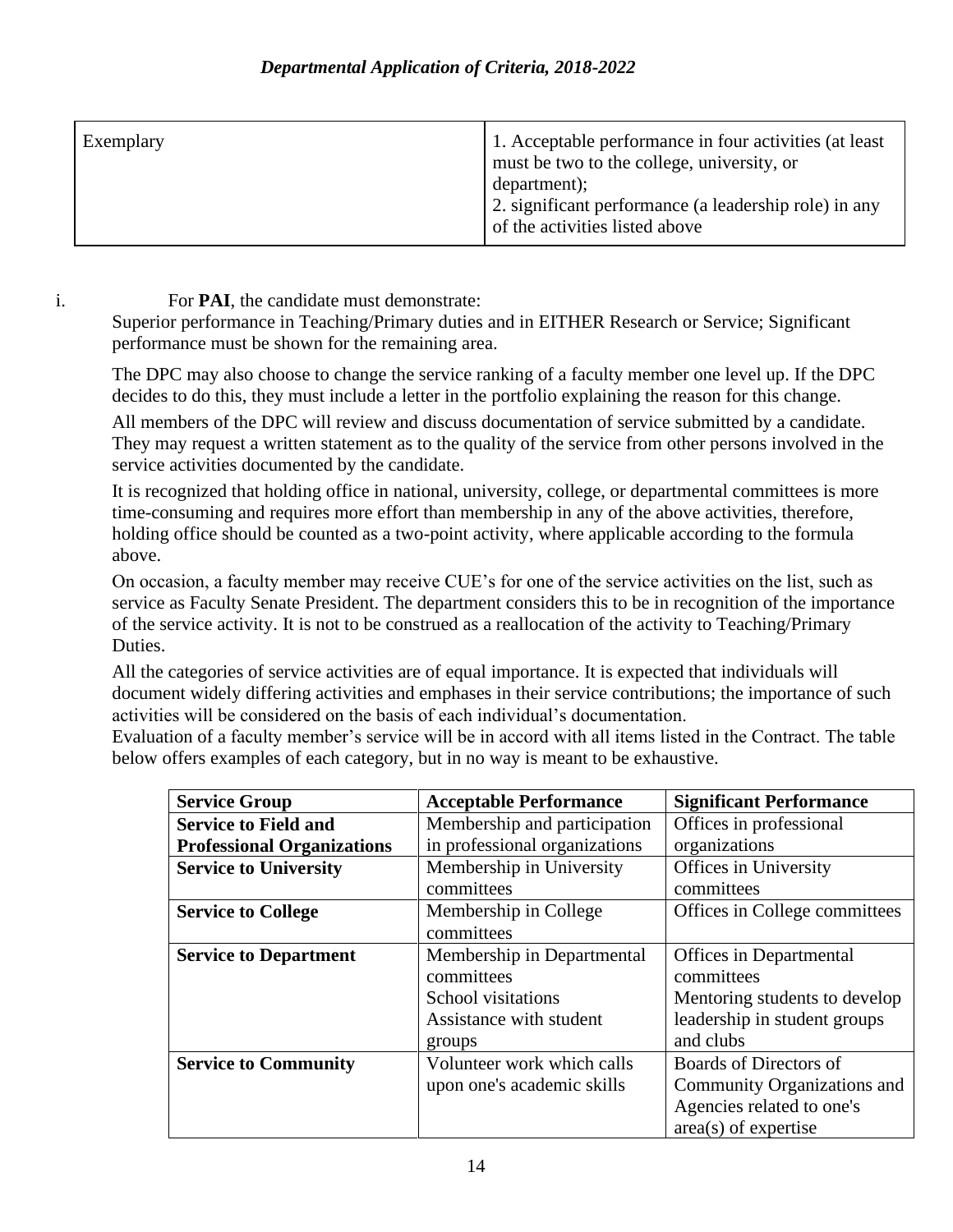| Exemplary | 1. Acceptable performance in four activities (at least must be two to the college, university, or department);<br>2. significant performance (a leadership role) in any of the activities listed above |
|---|---|

i. For **PAI**, the candidate must demonstrate:
Superior performance in Teaching/Primary duties and in EITHER Research or Service; Significant performance must be shown for the remaining area.

The DPC may also choose to change the service ranking of a faculty member one level up. If the DPC decides to do this, they must include a letter in the portfolio explaining the reason for this change.

All members of the DPC will review and discuss documentation of service submitted by a candidate. They may request a written statement as to the quality of the service from other persons involved in the service activities documented by the candidate.

It is recognized that holding office in national, university, college, or departmental committees is more time-consuming and requires more effort than membership in any of the above activities, therefore, holding office should be counted as a two-point activity, where applicable according to the formula above.

On occasion, a faculty member may receive CUE's for one of the service activities on the list, such as service as Faculty Senate President. The department considers this to be in recognition of the importance of the service activity. It is not to be construed as a reallocation of the activity to Teaching/Primary Duties.

All the categories of service activities are of equal importance. It is expected that individuals will document widely differing activities and emphases in their service contributions; the importance of such activities will be considered on the basis of each individual's documentation.
Evaluation of a faculty member's service will be in accord with all items listed in the Contract. The table below offers examples of each category, but in no way is meant to be exhaustive.

| Service Group | Acceptable Performance | Significant Performance |
|---|---|---|
| **Service to Field and Professional Organizations** | Membership and participation in professional organizations | Offices in professional organizations |
| **Service to University** | Membership in University committees | Offices in University committees |
| **Service to College** | Membership in College committees | Offices in College committees |
| **Service to Department** | Membership in Departmental committees<br>School visitations<br>Assistance with student groups | Offices in Departmental committees<br>Mentoring students to develop leadership in student groups and clubs |
| **Service to Community** | Volunteer work which calls upon one's academic skills | Boards of Directors of Community Organizations and Agencies related to one's area(s) of expertise |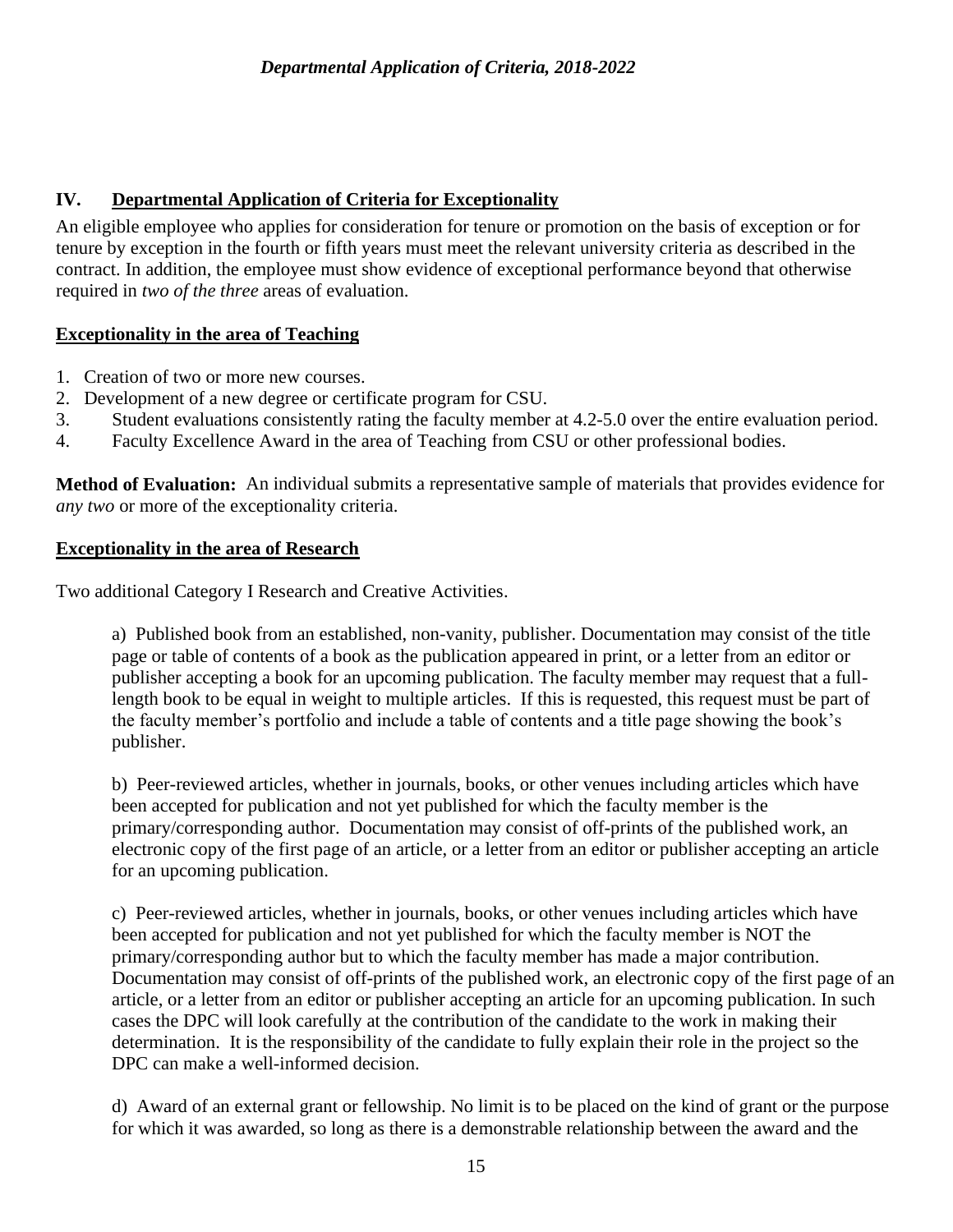## IV. Departmental Application of Criteria for Exceptionality

An eligible employee who applies for consideration for tenure or promotion on the basis of exception or for tenure by exception in the fourth or fifth years must meet the relevant university criteria as described in the contract. In addition, the employee must show evidence of exceptional performance beyond that otherwise required in *two of the three* areas of evaluation.

### Exceptionality in the area of Teaching

1. Creation of two or more new courses.
2. Development of a new degree or certificate program for CSU.
3. Student evaluations consistently rating the faculty member at 4.2-5.0 over the entire evaluation period.
4. Faculty Excellence Award in the area of Teaching from CSU or other professional bodies.

**Method of Evaluation:** An individual submits a representative sample of materials that provides evidence for *any two* or more of the exceptionality criteria.

### Exceptionality in the area of Research

Two additional Category I Research and Creative Activities.

a) Published book from an established, non-vanity, publisher. Documentation may consist of the title page or table of contents of a book as the publication appeared in print, or a letter from an editor or publisher accepting a book for an upcoming publication. The faculty member may request that a full-length book to be equal in weight to multiple articles. If this is requested, this request must be part of the faculty member's portfolio and include a table of contents and a title page showing the book's publisher.

b) Peer-reviewed articles, whether in journals, books, or other venues including articles which have been accepted for publication and not yet published for which the faculty member is the primary/corresponding author. Documentation may consist of off-prints of the published work, an electronic copy of the first page of an article, or a letter from an editor or publisher accepting an article for an upcoming publication.

c) Peer-reviewed articles, whether in journals, books, or other venues including articles which have been accepted for publication and not yet published for which the faculty member is NOT the primary/corresponding author but to which the faculty member has made a major contribution. Documentation may consist of off-prints of the published work, an electronic copy of the first page of an article, or a letter from an editor or publisher accepting an article for an upcoming publication. In such cases the DPC will look carefully at the contribution of the candidate to the work in making their determination. It is the responsibility of the candidate to fully explain their role in the project so the DPC can make a well-informed decision.

d) Award of an external grant or fellowship. No limit is to be placed on the kind of grant or the purpose for which it was awarded, so long as there is a demonstrable relationship between the award and the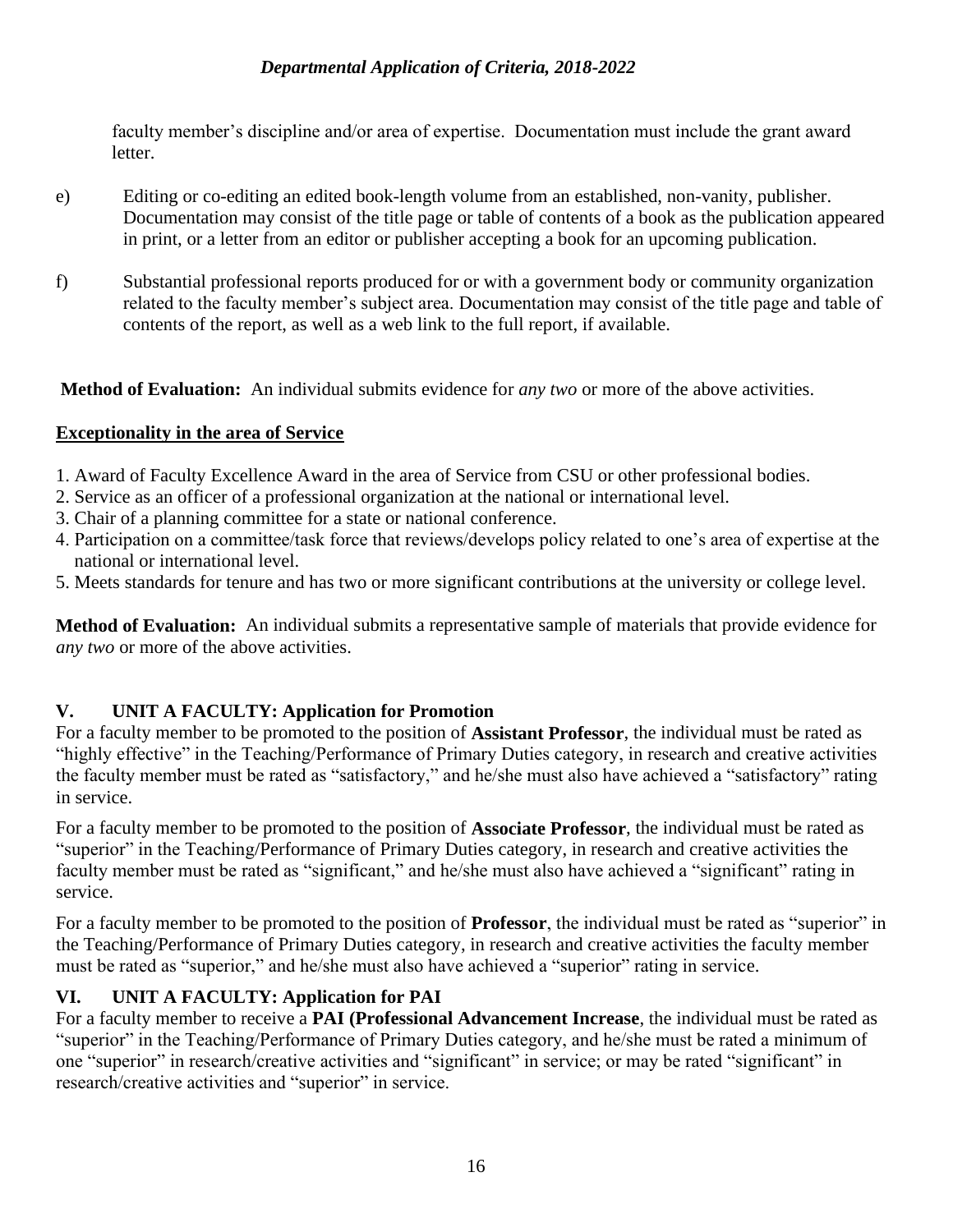faculty member's discipline and/or area of expertise. Documentation must include the grant award letter.

e) Editing or co-editing an edited book-length volume from an established, non-vanity, publisher. Documentation may consist of the title page or table of contents of a book as the publication appeared in print, or a letter from an editor or publisher accepting a book for an upcoming publication.

f) Substantial professional reports produced for or with a government body or community organization related to the faculty member's subject area. Documentation may consist of the title page and table of contents of the report, as well as a web link to the full report, if available.

**Method of Evaluation:** An individual submits evidence for *any two* or more of the above activities.

**Exceptionality in the area of Service**

1. Award of Faculty Excellence Award in the area of Service from CSU or other professional bodies.
2. Service as an officer of a professional organization at the national or international level.
3. Chair of a planning committee for a state or national conference.
4. Participation on a committee/task force that reviews/develops policy related to one's area of expertise at the national or international level.
5. Meets standards for tenure and has two or more significant contributions at the university or college level.

**Method of Evaluation:** An individual submits a representative sample of materials that provide evidence for *any two* or more of the above activities.

## V. UNIT A FACULTY: Application for Promotion

For a faculty member to be promoted to the position of **Assistant Professor**, the individual must be rated as "highly effective" in the Teaching/Performance of Primary Duties category, in research and creative activities the faculty member must be rated as "satisfactory," and he/she must also have achieved a "satisfactory" rating in service.

For a faculty member to be promoted to the position of **Associate Professor**, the individual must be rated as "superior" in the Teaching/Performance of Primary Duties category, in research and creative activities the faculty member must be rated as "significant," and he/she must also have achieved a "significant" rating in service.

For a faculty member to be promoted to the position of **Professor**, the individual must be rated as "superior" in the Teaching/Performance of Primary Duties category, in research and creative activities the faculty member must be rated as "superior," and he/she must also have achieved a "superior" rating in service.

## VI. UNIT A FACULTY: Application for PAI

For a faculty member to receive a **PAI (Professional Advancement Increase**, the individual must be rated as "superior" in the Teaching/Performance of Primary Duties category, and he/she must be rated a minimum of one "superior" in research/creative activities and "significant" in service; or may be rated "significant" in research/creative activities and "superior" in service.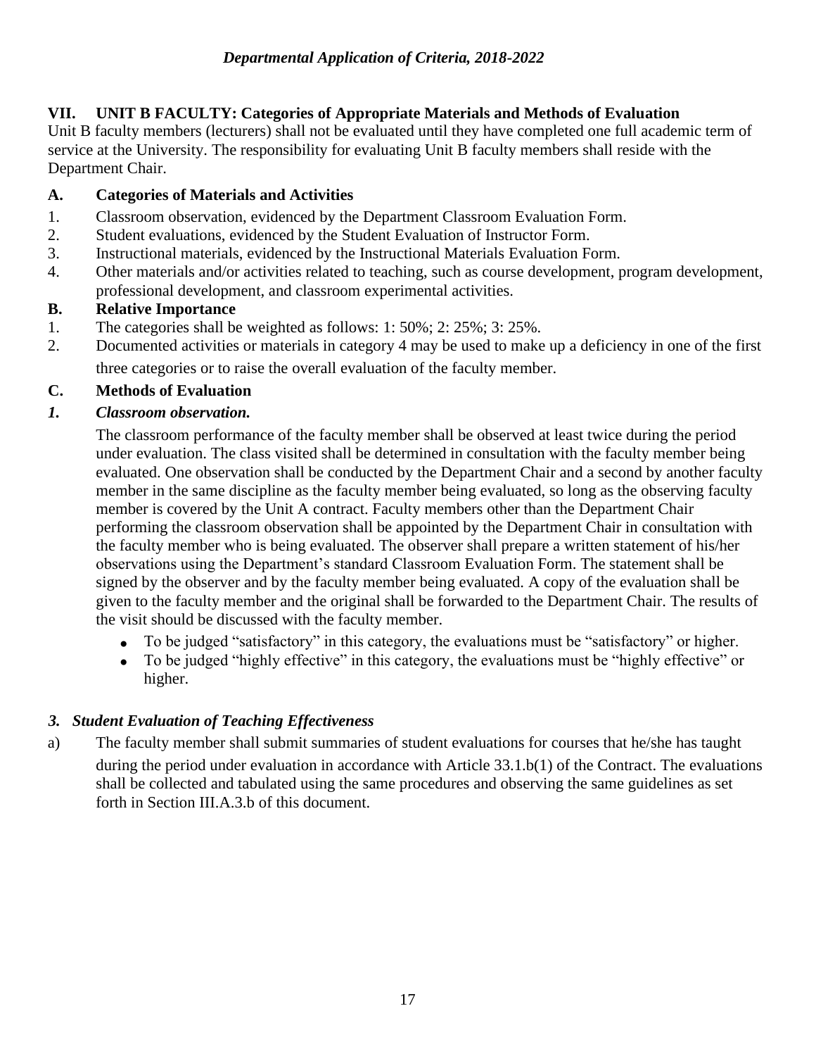## VII. UNIT B FACULTY: Categories of Appropriate Materials and Methods of Evaluation

Unit B faculty members (lecturers) shall not be evaluated until they have completed one full academic term of service at the University. The responsibility for evaluating Unit B faculty members shall reside with the Department Chair.

### A. Categories of Materials and Activities

1. Classroom observation, evidenced by the Department Classroom Evaluation Form.
2. Student evaluations, evidenced by the Student Evaluation of Instructor Form.
3. Instructional materials, evidenced by the Instructional Materials Evaluation Form.
4. Other materials and/or activities related to teaching, such as course development, program development, professional development, and classroom experimental activities.

### B. Relative Importance

1. The categories shall be weighted as follows: 1: 50%; 2: 25%; 3: 25%.
2. Documented activities or materials in category 4 may be used to make up a deficiency in one of the first three categories or to raise the overall evaluation of the faculty member.

### C. Methods of Evaluation

#### *1. Classroom observation.*

The classroom performance of the faculty member shall be observed at least twice during the period under evaluation. The class visited shall be determined in consultation with the faculty member being evaluated. One observation shall be conducted by the Department Chair and a second by another faculty member in the same discipline as the faculty member being evaluated, so long as the observing faculty member is covered by the Unit A contract. Faculty members other than the Department Chair performing the classroom observation shall be appointed by the Department Chair in consultation with the faculty member who is being evaluated. The observer shall prepare a written statement of his/her observations using the Department's standard Classroom Evaluation Form. The statement shall be signed by the observer and by the faculty member being evaluated. A copy of the evaluation shall be given to the faculty member and the original shall be forwarded to the Department Chair. The results of the visit should be discussed with the faculty member.

- To be judged "satisfactory" in this category, the evaluations must be "satisfactory" or higher.
- To be judged "highly effective" in this category, the evaluations must be "highly effective" or higher.

#### *3. Student Evaluation of Teaching Effectiveness*

a) The faculty member shall submit summaries of student evaluations for courses that he/she has taught during the period under evaluation in accordance with Article 33.1.b(1) of the Contract. The evaluations shall be collected and tabulated using the same procedures and observing the same guidelines as set forth in Section III.A.3.b of this document.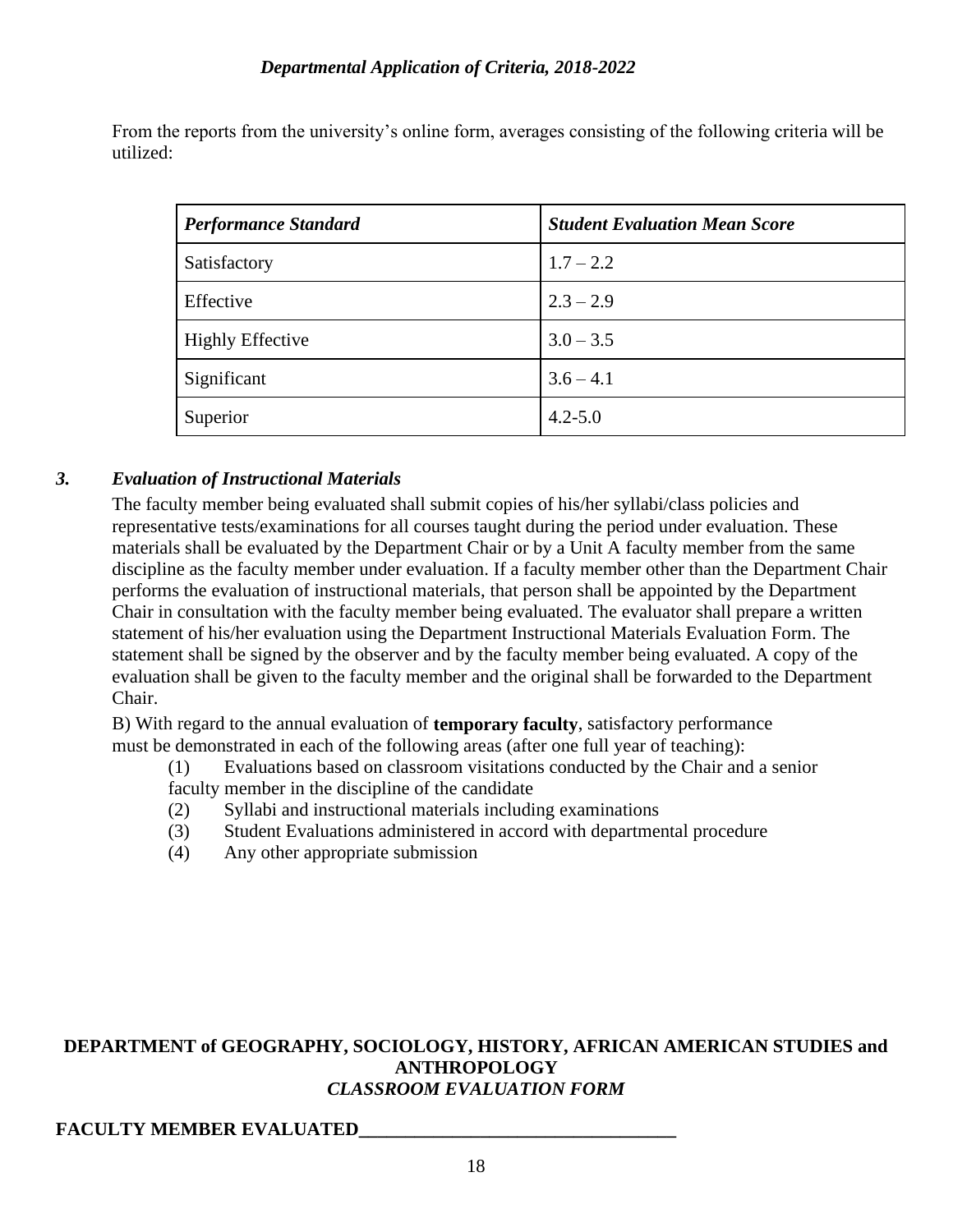From the reports from the university's online form, averages consisting of the following criteria will be utilized:

| *Performance Standard* | *Student Evaluation Mean Score* |
|---|---|
| Satisfactory | 1.7 – 2.2 |
| Effective | 2.3 – 2.9 |
| Highly Effective | 3.0 – 3.5 |
| Significant | 3.6 – 4.1 |
| Superior | 4.2-5.0 |

### *3. Evaluation of Instructional Materials*

The faculty member being evaluated shall submit copies of his/her syllabi/class policies and representative tests/examinations for all courses taught during the period under evaluation. These materials shall be evaluated by the Department Chair or by a Unit A faculty member from the same discipline as the faculty member under evaluation. If a faculty member other than the Department Chair performs the evaluation of instructional materials, that person shall be appointed by the Department Chair in consultation with the faculty member being evaluated. The evaluator shall prepare a written statement of his/her evaluation using the Department Instructional Materials Evaluation Form. The statement shall be signed by the observer and by the faculty member being evaluated. A copy of the evaluation shall be given to the faculty member and the original shall be forwarded to the Department Chair.

B) With regard to the annual evaluation of **temporary faculty**, satisfactory performance must be demonstrated in each of the following areas (after one full year of teaching):

(1) Evaluations based on classroom visitations conducted by the Chair and a senior faculty member in the discipline of the candidate
(2) Syllabi and instructional materials including examinations
(3) Student Evaluations administered in accord with departmental procedure
(4) Any other appropriate submission

**DEPARTMENT of GEOGRAPHY, SOCIOLOGY, HISTORY, AFRICAN AMERICAN STUDIES and ANTHROPOLOGY**
***CLASSROOM EVALUATION FORM***

**FACULTY MEMBER EVALUATED__________________________________**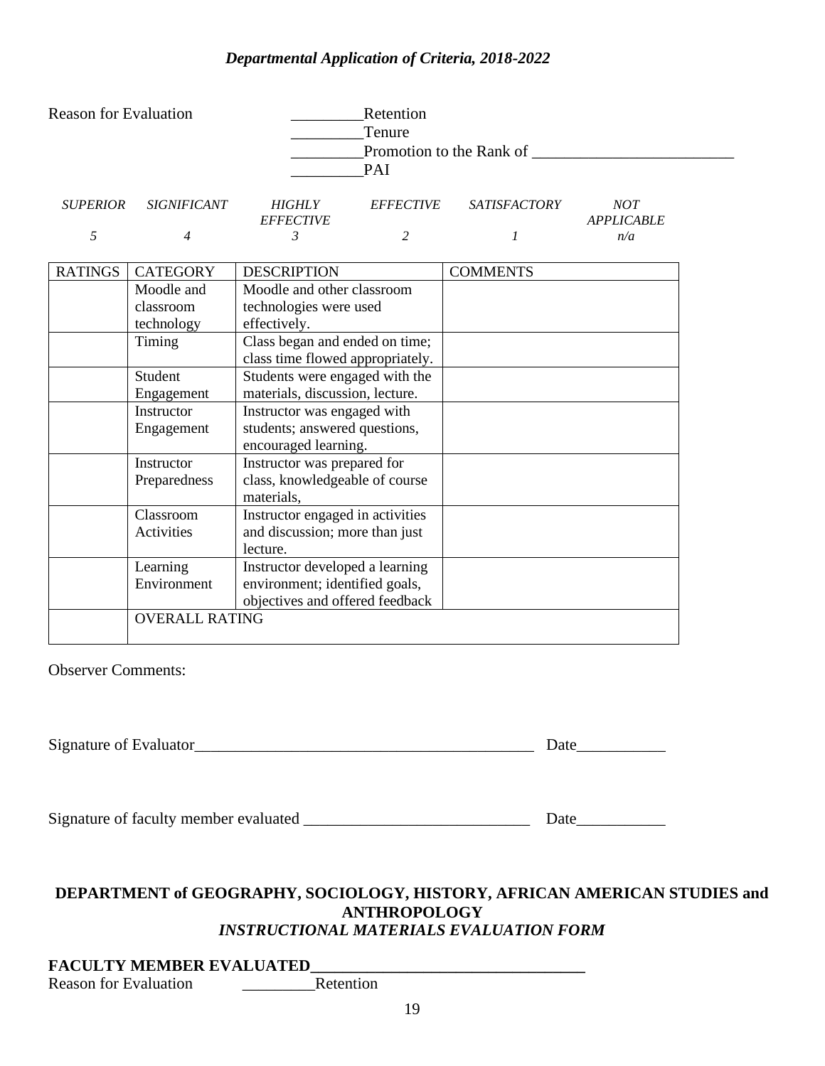*Departmental Application of Criteria, 2018-2022*

Reason for Evaluation

_________Retention
_________Tenure
_________Promotion to the Rank of ________________________
_________PAI

| *SUPERIOR* | *SIGNIFICANT* | *HIGHLY EFFECTIVE* | *EFFECTIVE* | *SATISFACTORY* | *NOT APPLICABLE* |
|---|---|---|---|---|---|
| *5* | *4* | *3* | *2* | *1* | *n/a* |

| RATINGS | CATEGORY | DESCRIPTION | COMMENTS |
|---|---|---|---|
| | Moodle and classroom technology | Moodle and other classroom technologies were used effectively. | |
| | Timing | Class began and ended on time; class time flowed appropriately. | |
| | Student Engagement | Students were engaged with the materials, discussion, lecture. | |
| | Instructor Engagement | Instructor was engaged with students; answered questions, encouraged learning. | |
| | Instructor Preparedness | Instructor was prepared for class, knowledgeable of course materials, | |
| | Classroom Activities | Instructor engaged in activities and discussion; more than just lecture. | |
| | Learning Environment | Instructor developed a learning environment; identified goals, objectives and offered feedback | |
| | OVERALL RATING | | |

Observer Comments:

Signature of Evaluator__________________________________________ Date___________

Signature of faculty member evaluated ____________________________ Date___________

**DEPARTMENT of GEOGRAPHY, SOCIOLOGY, HISTORY, AFRICAN AMERICAN STUDIES and ANTHROPOLOGY**
***INSTRUCTIONAL MATERIALS EVALUATION FORM***

**FACULTY MEMBER EVALUATED_________________________________**
Reason for Evaluation _________Retention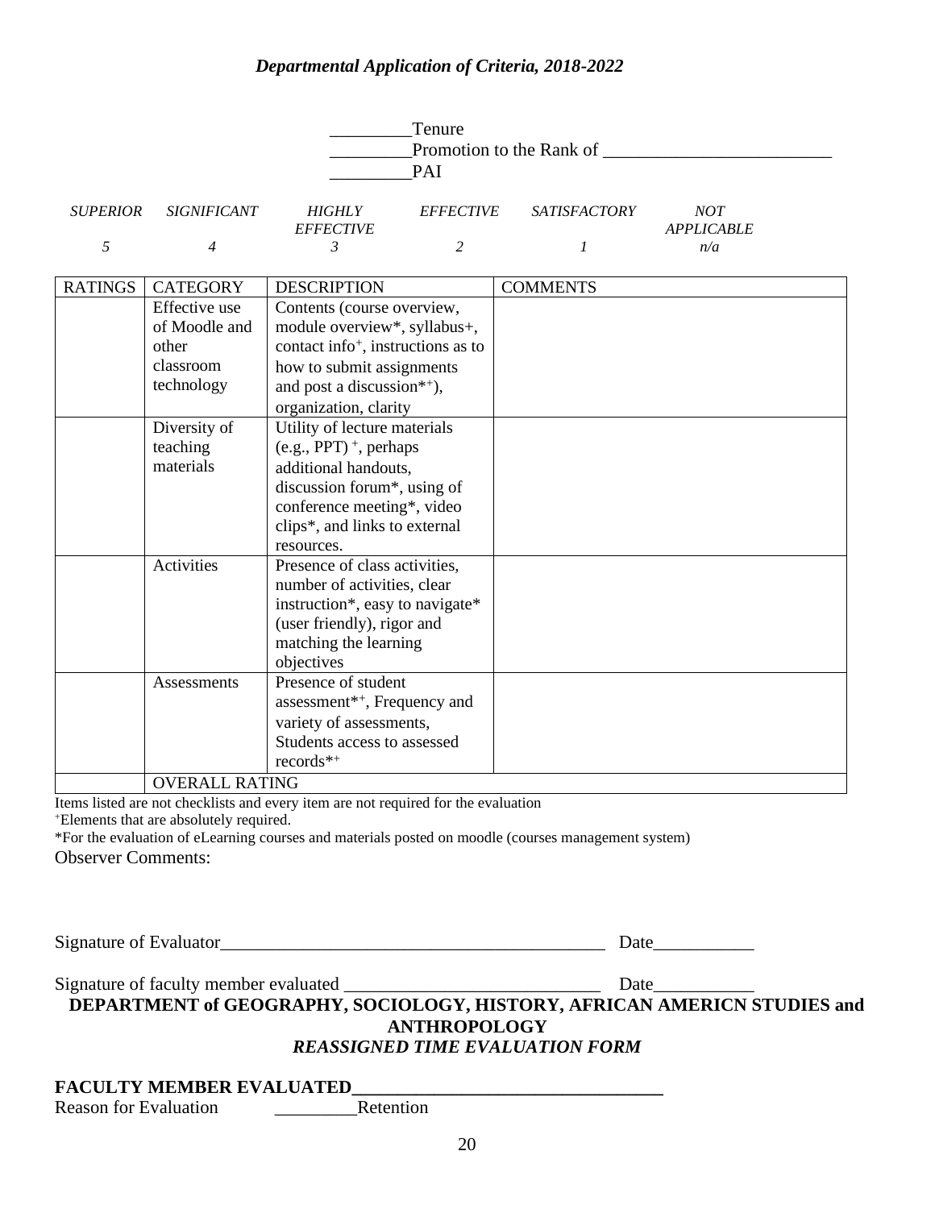***Departmental Application of Criteria, 2018-2022***

_________Tenure
_________Promotion to the Rank of _________________________
_________PAI

| *SUPERIOR* | *SIGNIFICANT* | *HIGHLY EFFECTIVE* | *EFFECTIVE* | *SATISFACTORY* | *NOT APPLICABLE* |
|---|---|---|---|---|---|
| *5* | *4* | *3* | *2* | *1* | *n/a* |

| RATINGS | CATEGORY | DESCRIPTION | COMMENTS |
|---|---|---|---|
| | Effective use of Moodle and other classroom technology | Contents (course overview, module overview*, syllabus+, contact info⁺, instructions as to how to submit assignments and post a discussion*⁺), organization, clarity | |
| | Diversity of teaching materials | Utility of lecture materials (e.g., PPT) ⁺, perhaps additional handouts, discussion forum*, using of conference meeting*, video clips*, and links to external resources. | |
| | Activities | Presence of class activities, number of activities, clear instruction*, easy to navigate* (user friendly), rigor and matching the learning objectives | |
| | Assessments | Presence of student assessment*⁺, Frequency and variety of assessments, Students access to assessed records*⁺ | |
| | OVERALL RATING | | |

Items listed are not checklists and every item are not required for the evaluation
⁺Elements that are absolutely required.
*For the evaluation of eLearning courses and materials posted on moodle (courses management system)

Observer Comments:

Signature of Evaluator___________________________________________ Date___________

Signature of faculty member evaluated ____________________________ Date___________

**DEPARTMENT of GEOGRAPHY, SOCIOLOGY, HISTORY, AFRICAN AMERICN STUDIES and ANTHROPOLOGY**

***REASSIGNED TIME EVALUATION FORM***

**FACULTY MEMBER EVALUATED**__________________________________

Reason for Evaluation _________Retention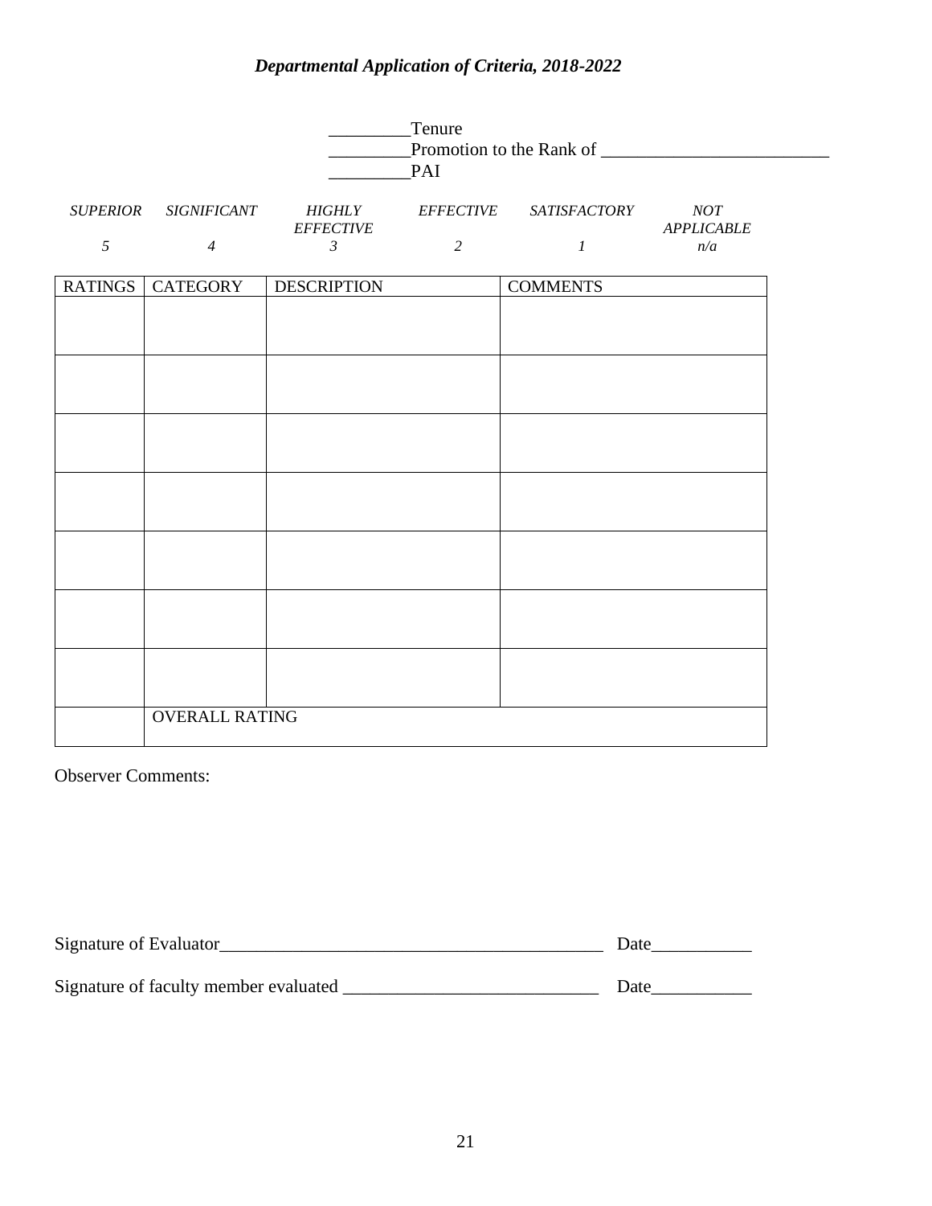***Departmental Application of Criteria, 2018-2022***

_________Tenure
_________Promotion to the Rank of _________________________
_________PAI

| *SUPERIOR* | *SIGNIFICANT* | *HIGHLY EFFECTIVE* | *EFFECTIVE* | *SATISFACTORY* | *NOT APPLICABLE* |
|---|---|---|---|---|---|
| *5* | *4* | *3* | *2* | *1* | *n/a* |

| RATINGS | CATEGORY | DESCRIPTION | COMMENTS |
|---|---|---|---|
| | | | |
| | | | |
| | | | |
| | | | |
| | | | |
| | | | |
| | | | |
| | OVERALL RATING | | |

Observer Comments:

Signature of Evaluator___________________________________________ Date___________

Signature of faculty member evaluated ____________________________ Date___________